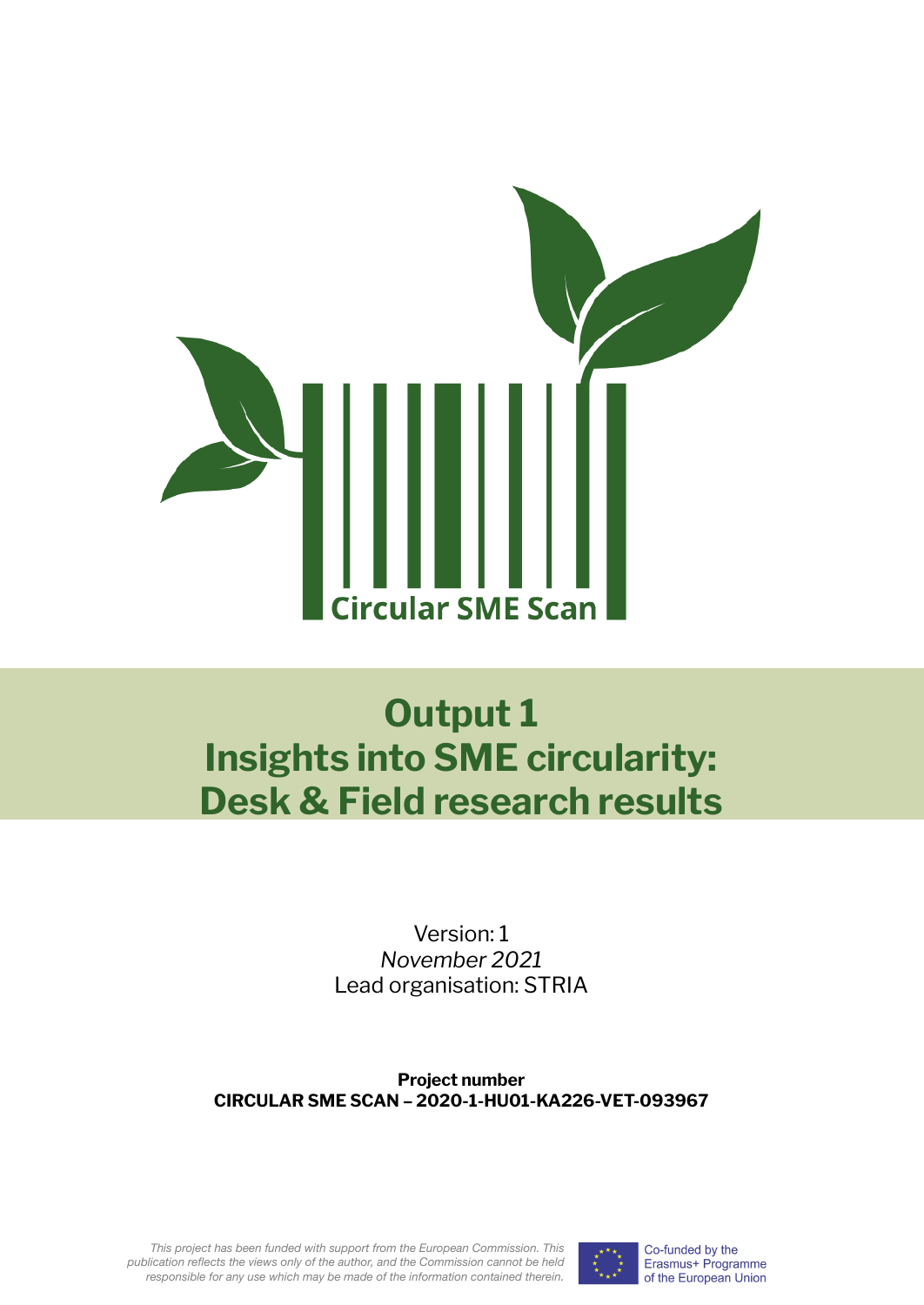Circular SME Scan

# Output 1
# Insights into SME circularity: Desk & Field research results

Version: 1
*November 2021*
Lead organisation: STRIA

**Project number**
**CIRCULAR SME SCAN – 2020-1-HU01-KA226-VET-093967**

*This project has been funded with support from the European Commission. This publication reflects the views only of the author, and the Commission cannot be held responsible for any use which may be made of the information contained therein.*

Co-funded by the Erasmus+ Programme of the European Union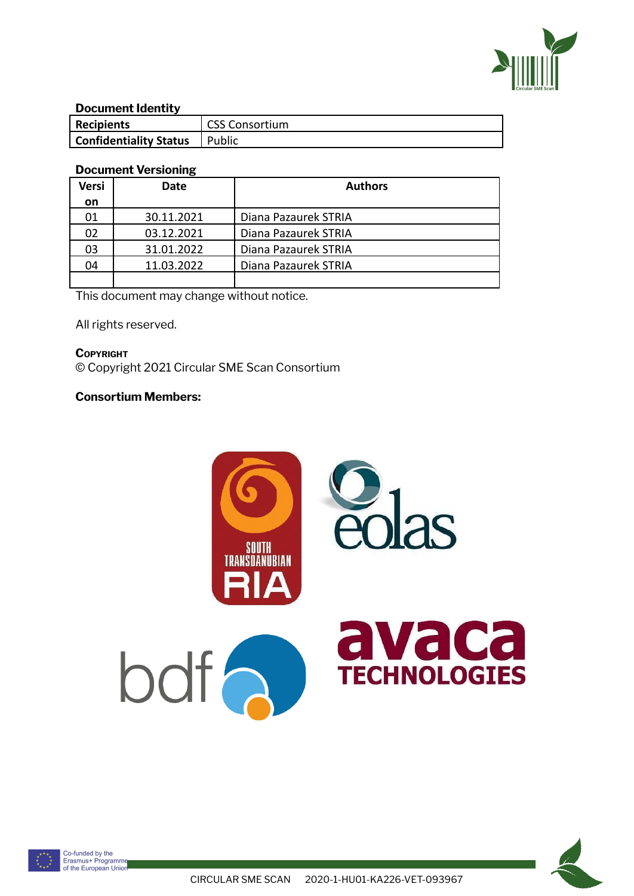**Document Identity**

| Recipients | CSS Consortium |
|---|---|
| Confidentiality Status | Public |

**Document Versioning**

| Version | Date | Authors |
|---|---|---|
| 01 | 30.11.2021 | Diana Pazaurek STRIA |
| 02 | 03.12.2021 | Diana Pazaurek STRIA |
| 03 | 31.01.2022 | Diana Pazaurek STRIA |
| 04 | 11.03.2022 | Diana Pazaurek STRIA |
| | | |

This document may change without notice.

All rights reserved.

**COPYRIGHT**

© Copyright 2021 Circular SME Scan Consortium

**Consortium Members:**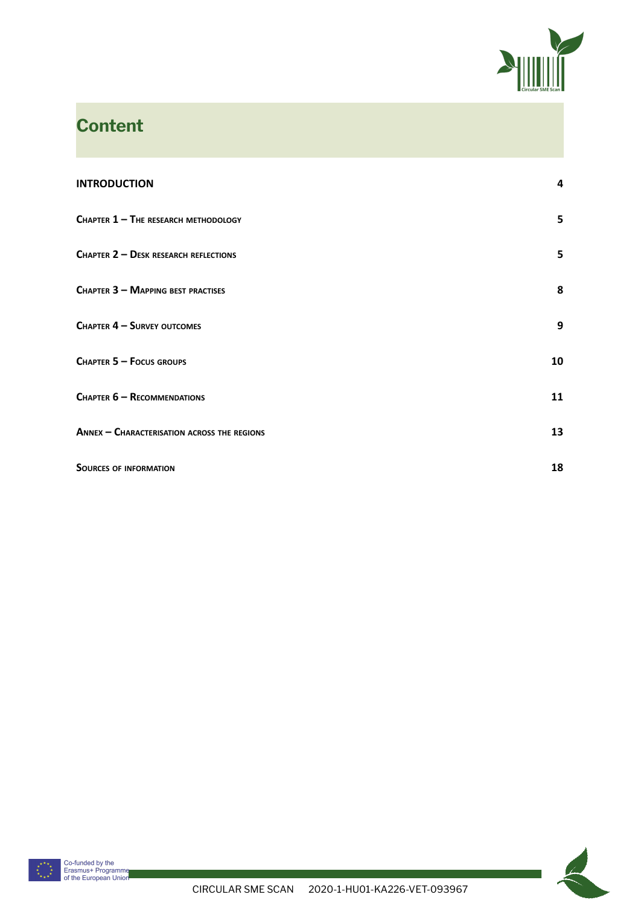# Content

| | |
|---|---|
| **INTRODUCTION** | **4** |
| **Chapter 1 – The research methodology** | **5** |
| **Chapter 2 – Desk research reflections** | **5** |
| **Chapter 3 – Mapping best practises** | **8** |
| **Chapter 4 – Survey outcomes** | **9** |
| **Chapter 5 – Focus groups** | **10** |
| **Chapter 6 – Recommendations** | **11** |
| **Annex – Characterisation across the regions** | **13** |
| **Sources of information** | **18** |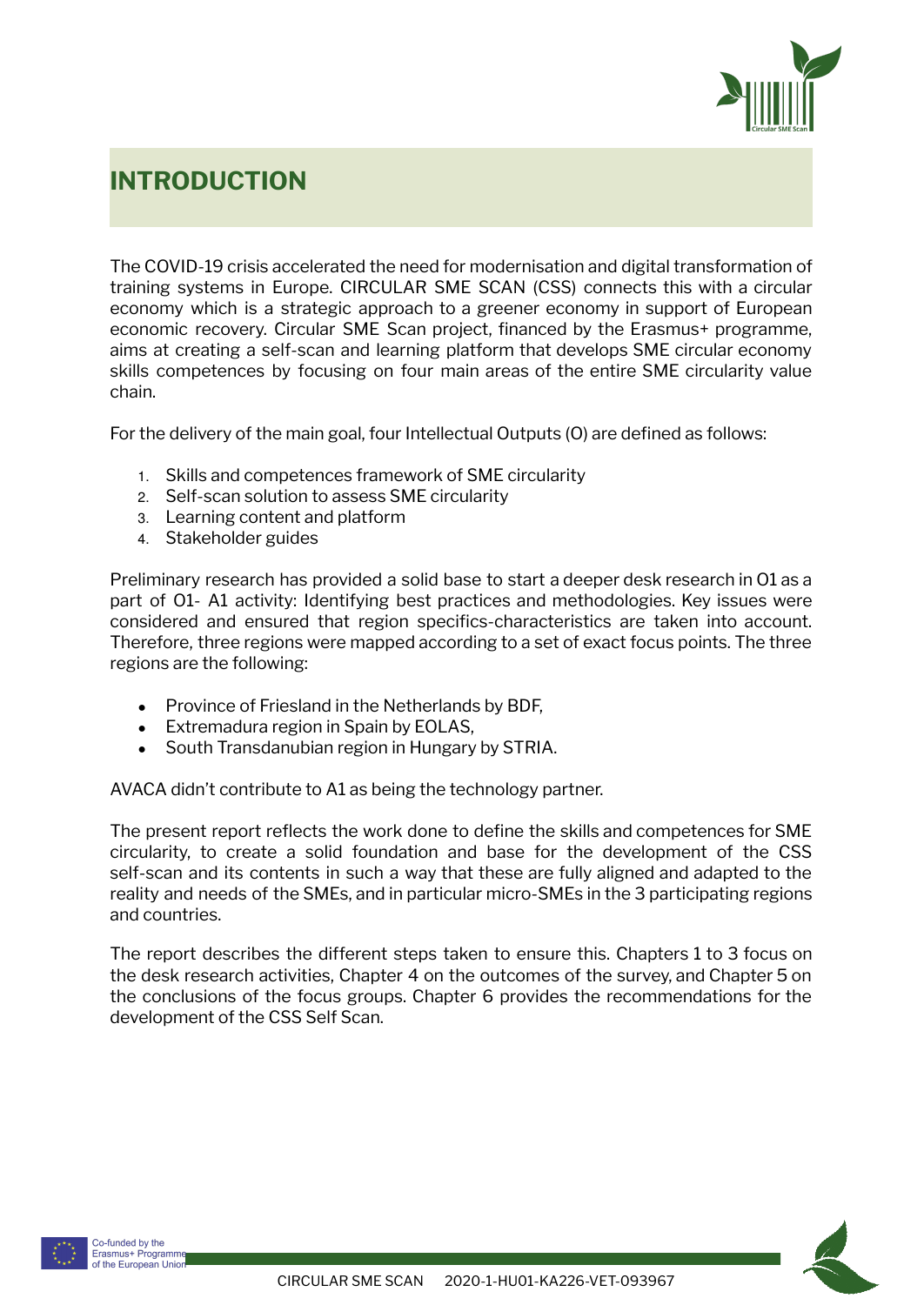# INTRODUCTION

The COVID-19 crisis accelerated the need for modernisation and digital transformation of training systems in Europe. CIRCULAR SME SCAN (CSS) connects this with a circular economy which is a strategic approach to a greener economy in support of European economic recovery. Circular SME Scan project, financed by the Erasmus+ programme, aims at creating a self-scan and learning platform that develops SME circular economy skills competences by focusing on four main areas of the entire SME circularity value chain.

For the delivery of the main goal, four Intellectual Outputs (O) are defined as follows:

1. Skills and competences framework of SME circularity
2. Self-scan solution to assess SME circularity
3. Learning content and platform
4. Stakeholder guides

Preliminary research has provided a solid base to start a deeper desk research in O1 as a part of O1- A1 activity: Identifying best practices and methodologies. Key issues were considered and ensured that region specifics-characteristics are taken into account. Therefore, three regions were mapped according to a set of exact focus points. The three regions are the following:

- Province of Friesland in the Netherlands by BDF,
- Extremadura region in Spain by EOLAS,
- South Transdanubian region in Hungary by STRIA.

AVACA didn't contribute to A1 as being the technology partner.

The present report reflects the work done to define the skills and competences for SME circularity, to create a solid foundation and base for the development of the CSS self-scan and its contents in such a way that these are fully aligned and adapted to the reality and needs of the SMEs, and in particular micro-SMEs in the 3 participating regions and countries.

The report describes the different steps taken to ensure this. Chapters 1 to 3 focus on the desk research activities, Chapter 4 on the outcomes of the survey, and Chapter 5 on the conclusions of the focus groups. Chapter 6 provides the recommendations for the development of the CSS Self Scan.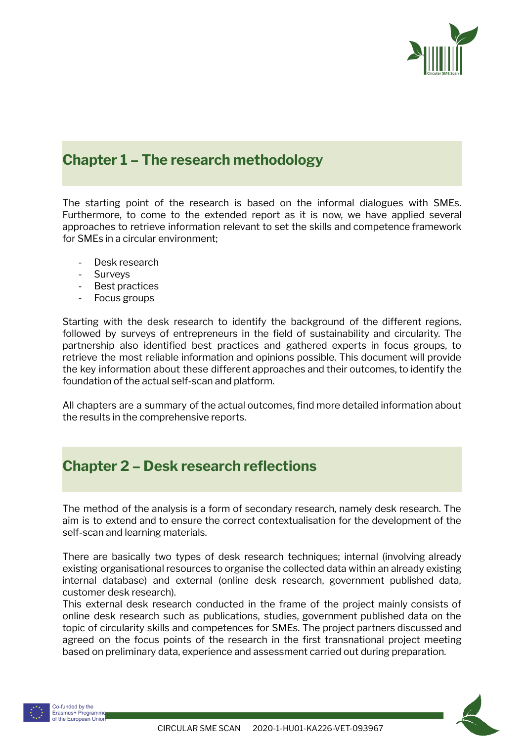## Chapter 1 – The research methodology

The starting point of the research is based on the informal dialogues with SMEs. Furthermore, to come to the extended report as it is now, we have applied several approaches to retrieve information relevant to set the skills and competence framework for SMEs in a circular environment;

- Desk research
- Surveys
- Best practices
- Focus groups

Starting with the desk research to identify the background of the different regions, followed by surveys of entrepreneurs in the field of sustainability and circularity. The partnership also identified best practices and gathered experts in focus groups, to retrieve the most reliable information and opinions possible. This document will provide the key information about these different approaches and their outcomes, to identify the foundation of the actual self-scan and platform.

All chapters are a summary of the actual outcomes, find more detailed information about the results in the comprehensive reports.

## Chapter 2 – Desk research reflections

The method of the analysis is a form of secondary research, namely desk research. The aim is to extend and to ensure the correct contextualisation for the development of the self-scan and learning materials.

There are basically two types of desk research techniques; internal (involving already existing organisational resources to organise the collected data within an already existing internal database) and external (online desk research, government published data, customer desk research).
This external desk research conducted in the frame of the project mainly consists of online desk research such as publications, studies, government published data on the topic of circularity skills and competences for SMEs. The project partners discussed and agreed on the focus points of the research in the first transnational project meeting based on preliminary data, experience and assessment carried out during preparation.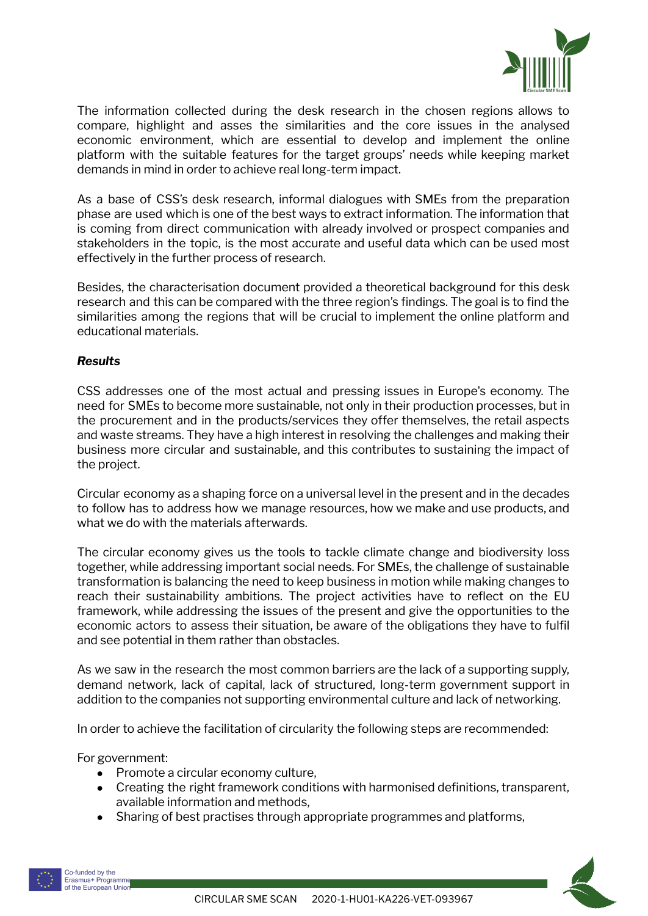The information collected during the desk research in the chosen regions allows to compare, highlight and asses the similarities and the core issues in the analysed economic environment, which are essential to develop and implement the online platform with the suitable features for the target groups' needs while keeping market demands in mind in order to achieve real long-term impact.

As a base of CSS's desk research, informal dialogues with SMEs from the preparation phase are used which is one of the best ways to extract information. The information that is coming from direct communication with already involved or prospect companies and stakeholders in the topic, is the most accurate and useful data which can be used most effectively in the further process of research.

Besides, the characterisation document provided a theoretical background for this desk research and this can be compared with the three region's findings. The goal is to find the similarities among the regions that will be crucial to implement the online platform and educational materials.

***Results***

CSS addresses one of the most actual and pressing issues in Europe's economy. The need for SMEs to become more sustainable, not only in their production processes, but in the procurement and in the products/services they offer themselves, the retail aspects and waste streams. They have a high interest in resolving the challenges and making their business more circular and sustainable, and this contributes to sustaining the impact of the project.

Circular economy as a shaping force on a universal level in the present and in the decades to follow has to address how we manage resources, how we make and use products, and what we do with the materials afterwards.

The circular economy gives us the tools to tackle climate change and biodiversity loss together, while addressing important social needs. For SMEs, the challenge of sustainable transformation is balancing the need to keep business in motion while making changes to reach their sustainability ambitions. The project activities have to reflect on the EU framework, while addressing the issues of the present and give the opportunities to the economic actors to assess their situation, be aware of the obligations they have to fulfil and see potential in them rather than obstacles.

As we saw in the research the most common barriers are the lack of a supporting supply, demand network, lack of capital, lack of structured, long-term government support in addition to the companies not supporting environmental culture and lack of networking.

In order to achieve the facilitation of circularity the following steps are recommended:

For government:

- Promote a circular economy culture,
- Creating the right framework conditions with harmonised definitions, transparent, available information and methods,
- Sharing of best practises through appropriate programmes and platforms,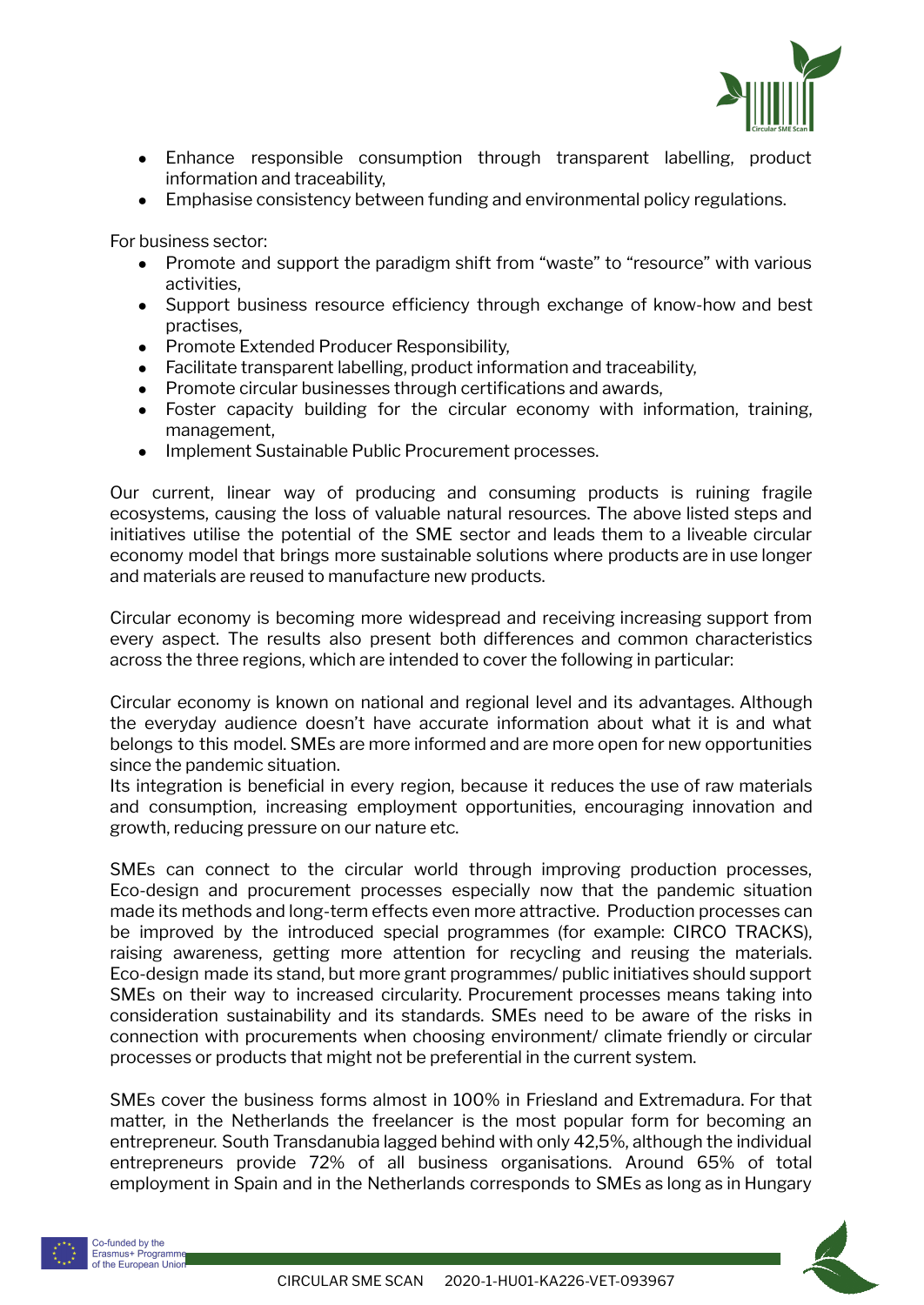- Enhance responsible consumption through transparent labelling, product information and traceability,
- Emphasise consistency between funding and environmental policy regulations.

For business sector:

- Promote and support the paradigm shift from "waste" to "resource" with various activities,
- Support business resource efficiency through exchange of know-how and best practises,
- Promote Extended Producer Responsibility,
- Facilitate transparent labelling, product information and traceability,
- Promote circular businesses through certifications and awards,
- Foster capacity building for the circular economy with information, training, management,
- Implement Sustainable Public Procurement processes.

Our current, linear way of producing and consuming products is ruining fragile ecosystems, causing the loss of valuable natural resources. The above listed steps and initiatives utilise the potential of the SME sector and leads them to a liveable circular economy model that brings more sustainable solutions where products are in use longer and materials are reused to manufacture new products.

Circular economy is becoming more widespread and receiving increasing support from every aspect. The results also present both differences and common characteristics across the three regions, which are intended to cover the following in particular:

Circular economy is known on national and regional level and its advantages. Although the everyday audience doesn't have accurate information about what it is and what belongs to this model. SMEs are more informed and are more open for new opportunities since the pandemic situation.
Its integration is beneficial in every region, because it reduces the use of raw materials and consumption, increasing employment opportunities, encouraging innovation and growth, reducing pressure on our nature etc.

SMEs can connect to the circular world through improving production processes, Eco-design and procurement processes especially now that the pandemic situation made its methods and long-term effects even more attractive. Production processes can be improved by the introduced special programmes (for example: CIRCO TRACKS), raising awareness, getting more attention for recycling and reusing the materials. Eco-design made its stand, but more grant programmes/ public initiatives should support SMEs on their way to increased circularity. Procurement processes means taking into consideration sustainability and its standards. SMEs need to be aware of the risks in connection with procurements when choosing environment/ climate friendly or circular processes or products that might not be preferential in the current system.

SMEs cover the business forms almost in 100% in Friesland and Extremadura. For that matter, in the Netherlands the freelancer is the most popular form for becoming an entrepreneur. South Transdanubia lagged behind with only 42,5%, although the individual entrepreneurs provide 72% of all business organisations. Around 65% of total employment in Spain and in the Netherlands corresponds to SMEs as long as in Hungary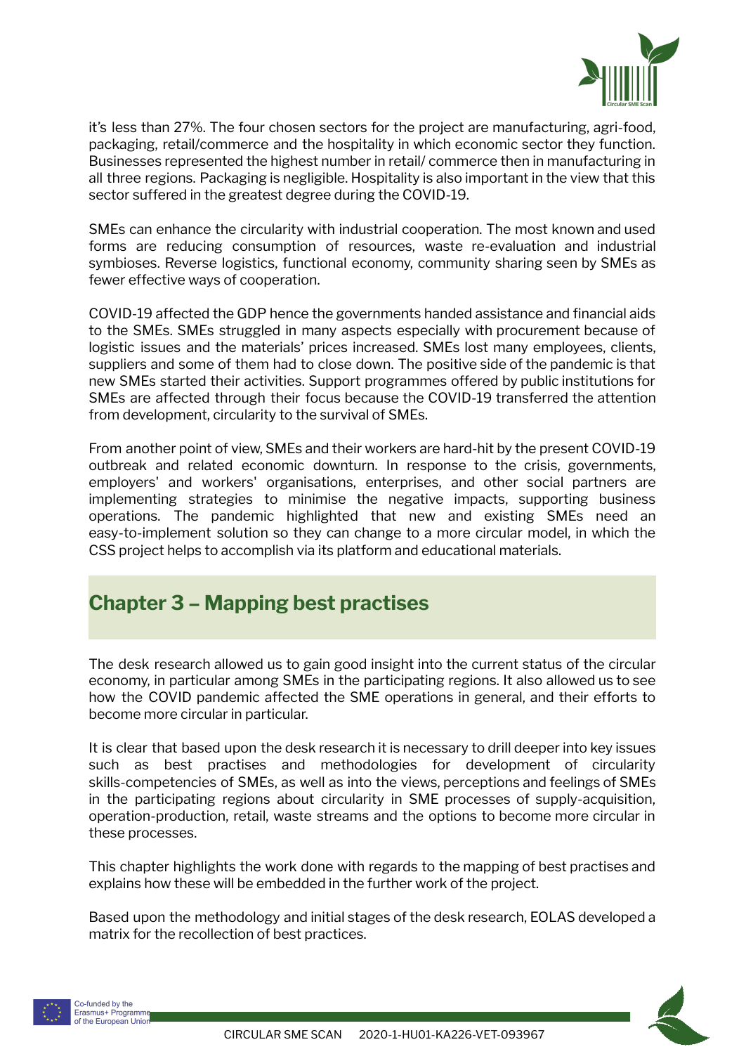it's less than 27%. The four chosen sectors for the project are manufacturing, agri-food, packaging, retail/commerce and the hospitality in which economic sector they function. Businesses represented the highest number in retail/ commerce then in manufacturing in all three regions. Packaging is negligible. Hospitality is also important in the view that this sector suffered in the greatest degree during the COVID-19.

SMEs can enhance the circularity with industrial cooperation. The most known and used forms are reducing consumption of resources, waste re-evaluation and industrial symbioses. Reverse logistics, functional economy, community sharing seen by SMEs as fewer effective ways of cooperation.

COVID-19 affected the GDP hence the governments handed assistance and financial aids to the SMEs. SMEs struggled in many aspects especially with procurement because of logistic issues and the materials' prices increased. SMEs lost many employees, clients, suppliers and some of them had to close down. The positive side of the pandemic is that new SMEs started their activities. Support programmes offered by public institutions for SMEs are affected through their focus because the COVID-19 transferred the attention from development, circularity to the survival of SMEs.

From another point of view, SMEs and their workers are hard-hit by the present COVID-19 outbreak and related economic downturn. In response to the crisis, governments, employers' and workers' organisations, enterprises, and other social partners are implementing strategies to minimise the negative impacts, supporting business operations. The pandemic highlighted that new and existing SMEs need an easy-to-implement solution so they can change to a more circular model, in which the CSS project helps to accomplish via its platform and educational materials.

## Chapter 3 – Mapping best practises

The desk research allowed us to gain good insight into the current status of the circular economy, in particular among SMEs in the participating regions. It also allowed us to see how the COVID pandemic affected the SME operations in general, and their efforts to become more circular in particular.

It is clear that based upon the desk research it is necessary to drill deeper into key issues such as best practises and methodologies for development of circularity skills-competencies of SMEs, as well as into the views, perceptions and feelings of SMEs in the participating regions about circularity in SME processes of supply-acquisition, operation-production, retail, waste streams and the options to become more circular in these processes.

This chapter highlights the work done with regards to the mapping of best practises and explains how these will be embedded in the further work of the project.

Based upon the methodology and initial stages of the desk research, EOLAS developed a matrix for the recollection of best practices.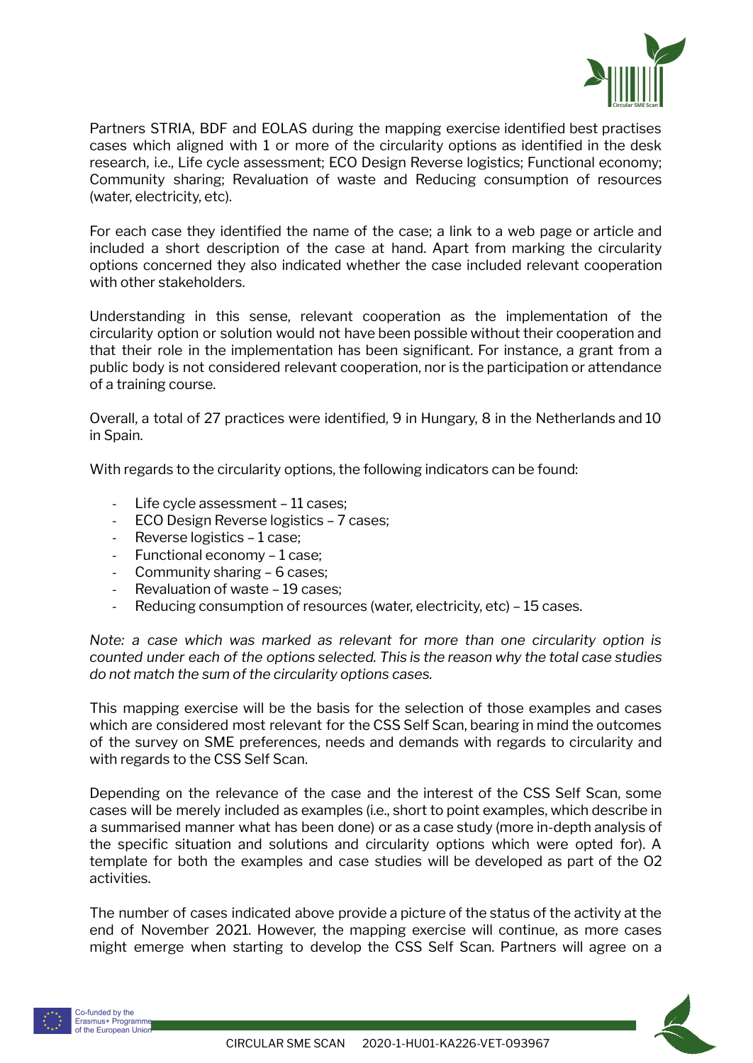Partners STRIA, BDF and EOLAS during the mapping exercise identified best practises cases which aligned with 1 or more of the circularity options as identified in the desk research, i.e., Life cycle assessment; ECO Design Reverse logistics; Functional economy; Community sharing; Revaluation of waste and Reducing consumption of resources (water, electricity, etc).

For each case they identified the name of the case; a link to a web page or article and included a short description of the case at hand. Apart from marking the circularity options concerned they also indicated whether the case included relevant cooperation with other stakeholders.

Understanding in this sense, relevant cooperation as the implementation of the circularity option or solution would not have been possible without their cooperation and that their role in the implementation has been significant. For instance, a grant from a public body is not considered relevant cooperation, nor is the participation or attendance of a training course.

Overall, a total of 27 practices were identified, 9 in Hungary, 8 in the Netherlands and 10 in Spain.

With regards to the circularity options, the following indicators can be found:

- Life cycle assessment – 11 cases;
- ECO Design Reverse logistics – 7 cases;
- Reverse logistics – 1 case;
- Functional economy – 1 case;
- Community sharing – 6 cases;
- Revaluation of waste – 19 cases;
- Reducing consumption of resources (water, electricity, etc) – 15 cases.

*Note: a case which was marked as relevant for more than one circularity option is counted under each of the options selected. This is the reason why the total case studies do not match the sum of the circularity options cases.*

This mapping exercise will be the basis for the selection of those examples and cases which are considered most relevant for the CSS Self Scan, bearing in mind the outcomes of the survey on SME preferences, needs and demands with regards to circularity and with regards to the CSS Self Scan.

Depending on the relevance of the case and the interest of the CSS Self Scan, some cases will be merely included as examples (i.e., short to point examples, which describe in a summarised manner what has been done) or as a case study (more in-depth analysis of the specific situation and solutions and circularity options which were opted for). A template for both the examples and case studies will be developed as part of the O2 activities.

The number of cases indicated above provide a picture of the status of the activity at the end of November 2021. However, the mapping exercise will continue, as more cases might emerge when starting to develop the CSS Self Scan. Partners will agree on a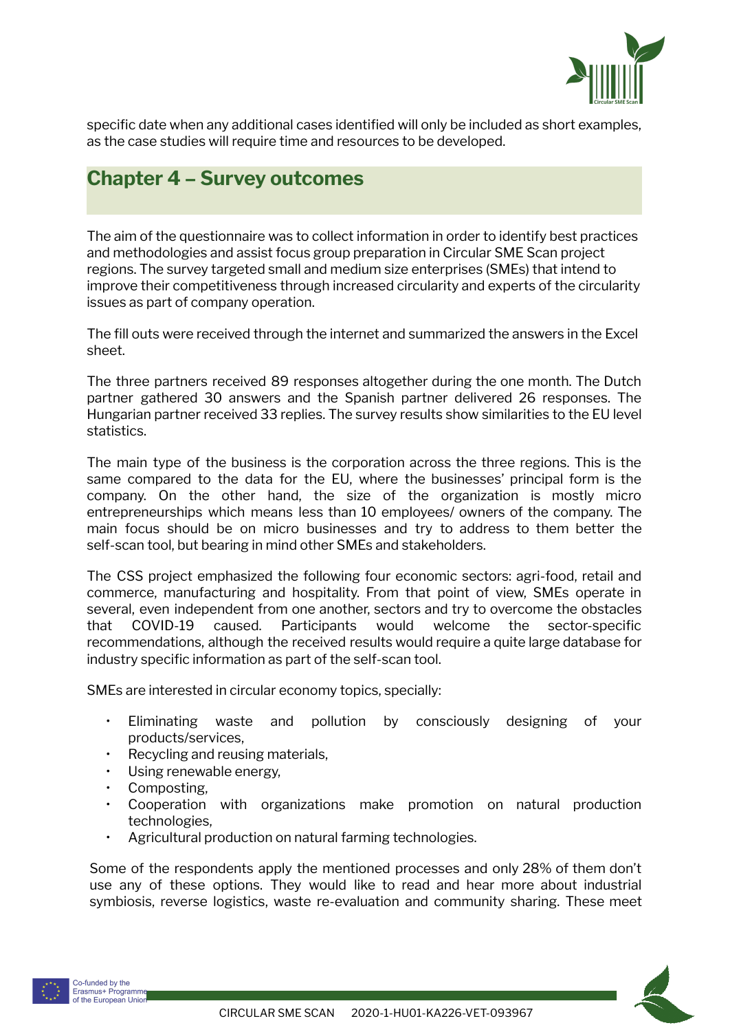specific date when any additional cases identified will only be included as short examples, as the case studies will require time and resources to be developed.

## Chapter 4 – Survey outcomes

The aim of the questionnaire was to collect information in order to identify best practices and methodologies and assist focus group preparation in Circular SME Scan project regions. The survey targeted small and medium size enterprises (SMEs) that intend to improve their competitiveness through increased circularity and experts of the circularity issues as part of company operation.

The fill outs were received through the internet and summarized the answers in the Excel sheet.

The three partners received 89 responses altogether during the one month. The Dutch partner gathered 30 answers and the Spanish partner delivered 26 responses. The Hungarian partner received 33 replies. The survey results show similarities to the EU level statistics.

The main type of the business is the corporation across the three regions. This is the same compared to the data for the EU, where the businesses' principal form is the company. On the other hand, the size of the organization is mostly micro entrepreneurships which means less than 10 employees/ owners of the company. The main focus should be on micro businesses and try to address to them better the self-scan tool, but bearing in mind other SMEs and stakeholders.

The CSS project emphasized the following four economic sectors: agri-food, retail and commerce, manufacturing and hospitality. From that point of view, SMEs operate in several, even independent from one another, sectors and try to overcome the obstacles that COVID-19 caused. Participants would welcome the sector-specific recommendations, although the received results would require a quite large database for industry specific information as part of the self-scan tool.

SMEs are interested in circular economy topics, specially:

- Eliminating waste and pollution by consciously designing of your products/services,
- Recycling and reusing materials,
- Using renewable energy,
- Composting,
- Cooperation with organizations make promotion on natural production technologies,
- Agricultural production on natural farming technologies.

Some of the respondents apply the mentioned processes and only 28% of them don't use any of these options. They would like to read and hear more about industrial symbiosis, reverse logistics, waste re-evaluation and community sharing. These meet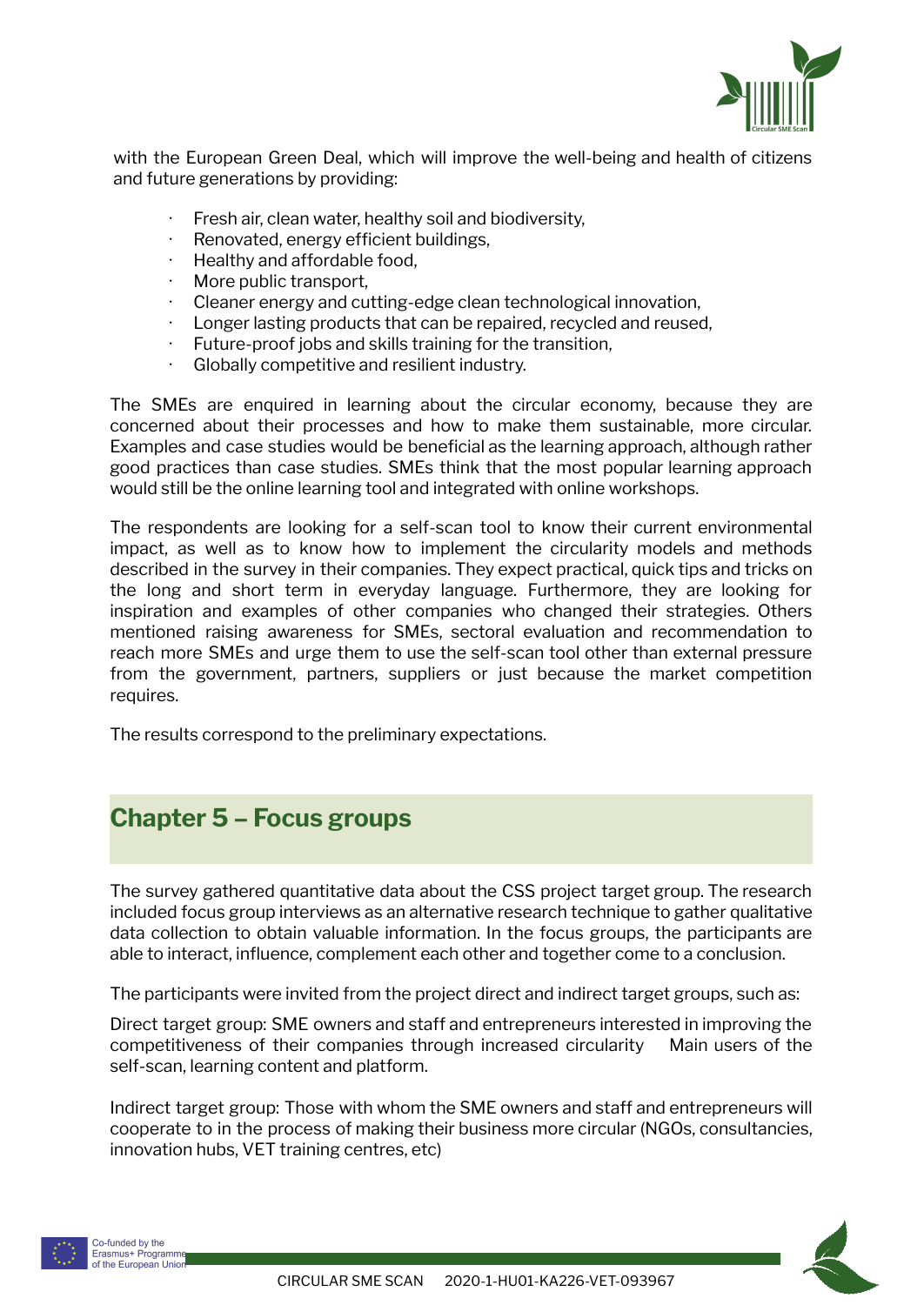with the European Green Deal, which will improve the well-being and health of citizens and future generations by providing:

- Fresh air, clean water, healthy soil and biodiversity,
- Renovated, energy efficient buildings,
- Healthy and affordable food,
- More public transport,
- Cleaner energy and cutting-edge clean technological innovation,
- Longer lasting products that can be repaired, recycled and reused,
- Future-proof jobs and skills training for the transition,
- Globally competitive and resilient industry.

The SMEs are enquired in learning about the circular economy, because they are concerned about their processes and how to make them sustainable, more circular. Examples and case studies would be beneficial as the learning approach, although rather good practices than case studies. SMEs think that the most popular learning approach would still be the online learning tool and integrated with online workshops.

The respondents are looking for a self-scan tool to know their current environmental impact, as well as to know how to implement the circularity models and methods described in the survey in their companies. They expect practical, quick tips and tricks on the long and short term in everyday language. Furthermore, they are looking for inspiration and examples of other companies who changed their strategies. Others mentioned raising awareness for SMEs, sectoral evaluation and recommendation to reach more SMEs and urge them to use the self-scan tool other than external pressure from the government, partners, suppliers or just because the market competition requires.

The results correspond to the preliminary expectations.

## Chapter 5 – Focus groups

The survey gathered quantitative data about the CSS project target group. The research included focus group interviews as an alternative research technique to gather qualitative data collection to obtain valuable information. In the focus groups, the participants are able to interact, influence, complement each other and together come to a conclusion.

The participants were invited from the project direct and indirect target groups, such as:

Direct target group: SME owners and staff and entrepreneurs interested in improving the competitiveness of their companies through increased circularity Main users of the self-scan, learning content and platform.

Indirect target group: Those with whom the SME owners and staff and entrepreneurs will cooperate to in the process of making their business more circular (NGOs, consultancies, innovation hubs, VET training centres, etc)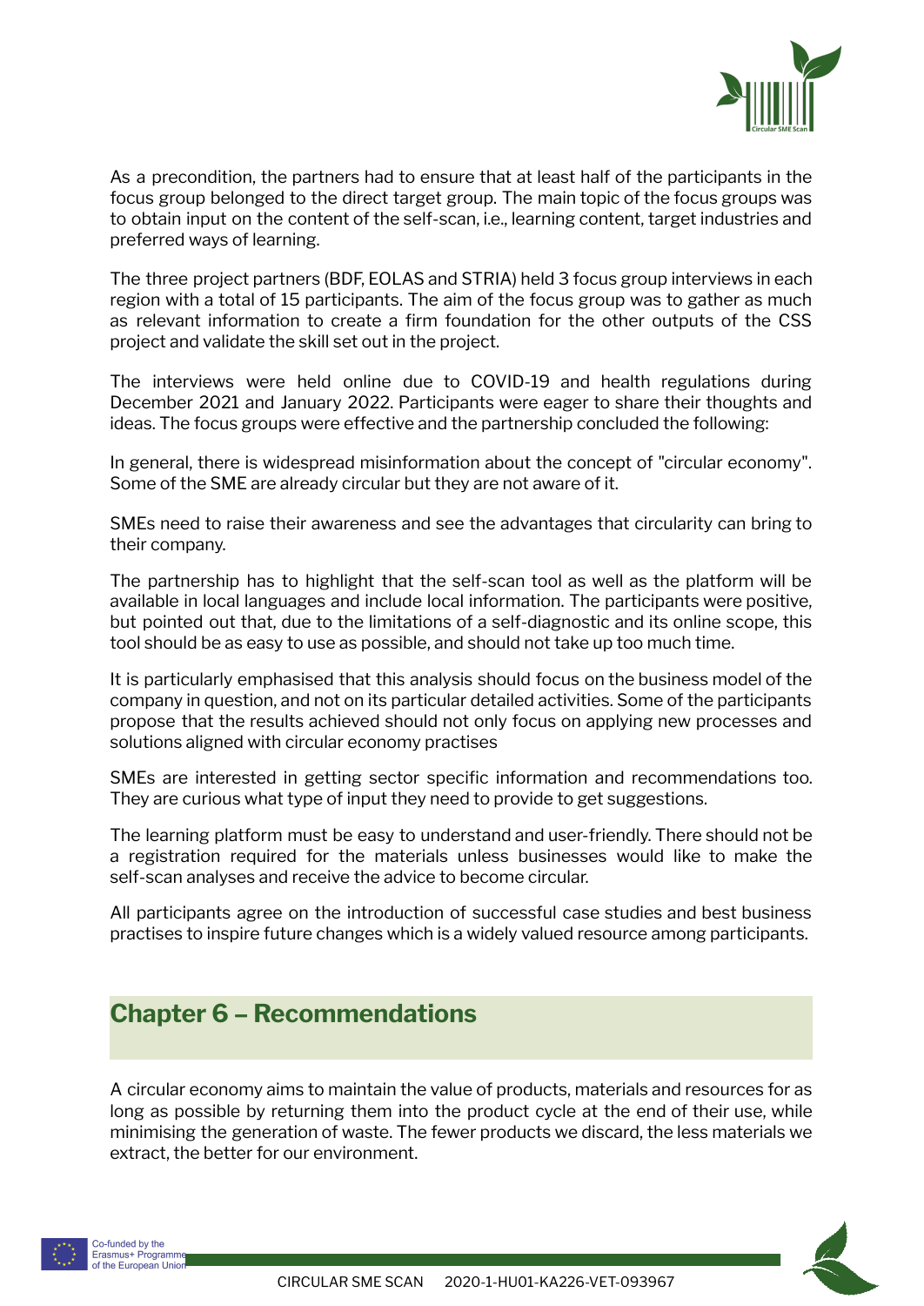As a precondition, the partners had to ensure that at least half of the participants in the focus group belonged to the direct target group. The main topic of the focus groups was to obtain input on the content of the self-scan, i.e., learning content, target industries and preferred ways of learning.

The three project partners (BDF, EOLAS and STRIA) held 3 focus group interviews in each region with a total of 15 participants. The aim of the focus group was to gather as much as relevant information to create a firm foundation for the other outputs of the CSS project and validate the skill set out in the project.

The interviews were held online due to COVID-19 and health regulations during December 2021 and January 2022. Participants were eager to share their thoughts and ideas. The focus groups were effective and the partnership concluded the following:

In general, there is widespread misinformation about the concept of "circular economy". Some of the SME are already circular but they are not aware of it.

SMEs need to raise their awareness and see the advantages that circularity can bring to their company.

The partnership has to highlight that the self-scan tool as well as the platform will be available in local languages and include local information. The participants were positive, but pointed out that, due to the limitations of a self-diagnostic and its online scope, this tool should be as easy to use as possible, and should not take up too much time.

It is particularly emphasised that this analysis should focus on the business model of the company in question, and not on its particular detailed activities. Some of the participants propose that the results achieved should not only focus on applying new processes and solutions aligned with circular economy practises

SMEs are interested in getting sector specific information and recommendations too. They are curious what type of input they need to provide to get suggestions.

The learning platform must be easy to understand and user-friendly. There should not be a registration required for the materials unless businesses would like to make the self-scan analyses and receive the advice to become circular.

All participants agree on the introduction of successful case studies and best business practises to inspire future changes which is a widely valued resource among participants.

## Chapter 6 – Recommendations

A circular economy aims to maintain the value of products, materials and resources for as long as possible by returning them into the product cycle at the end of their use, while minimising the generation of waste. The fewer products we discard, the less materials we extract, the better for our environment.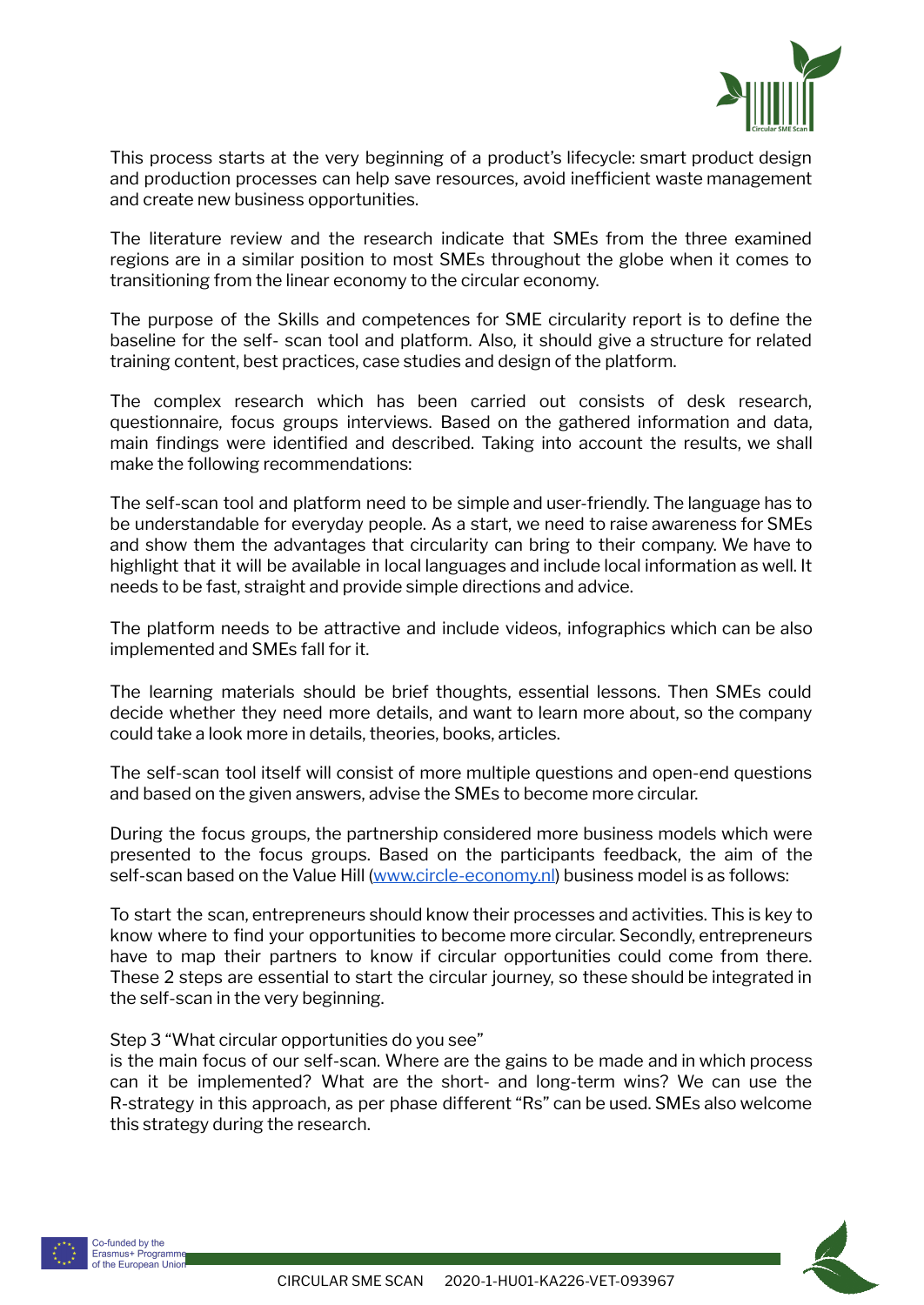This process starts at the very beginning of a product's lifecycle: smart product design and production processes can help save resources, avoid inefficient waste management and create new business opportunities.

The literature review and the research indicate that SMEs from the three examined regions are in a similar position to most SMEs throughout the globe when it comes to transitioning from the linear economy to the circular economy.

The purpose of the Skills and competences for SME circularity report is to define the baseline for the self- scan tool and platform. Also, it should give a structure for related training content, best practices, case studies and design of the platform.

The complex research which has been carried out consists of desk research, questionnaire, focus groups interviews. Based on the gathered information and data, main findings were identified and described. Taking into account the results, we shall make the following recommendations:

The self-scan tool and platform need to be simple and user-friendly. The language has to be understandable for everyday people. As a start, we need to raise awareness for SMEs and show them the advantages that circularity can bring to their company. We have to highlight that it will be available in local languages and include local information as well. It needs to be fast, straight and provide simple directions and advice.

The platform needs to be attractive and include videos, infographics which can be also implemented and SMEs fall for it.

The learning materials should be brief thoughts, essential lessons. Then SMEs could decide whether they need more details, and want to learn more about, so the company could take a look more in details, theories, books, articles.

The self-scan tool itself will consist of more multiple questions and open-end questions and based on the given answers, advise the SMEs to become more circular.

During the focus groups, the partnership considered more business models which were presented to the focus groups. Based on the participants feedback, the aim of the self-scan based on the Value Hill ([www.circle-economy.nl](http://www.circle-economy.nl)) business model is as follows:

To start the scan, entrepreneurs should know their processes and activities. This is key to know where to find your opportunities to become more circular. Secondly, entrepreneurs have to map their partners to know if circular opportunities could come from there. These 2 steps are essential to start the circular journey, so these should be integrated in the self-scan in the very beginning.

Step 3 "What circular opportunities do you see"
is the main focus of our self-scan. Where are the gains to be made and in which process can it be implemented? What are the short- and long-term wins? We can use the R-strategy in this approach, as per phase different "Rs" can be used. SMEs also welcome this strategy during the research.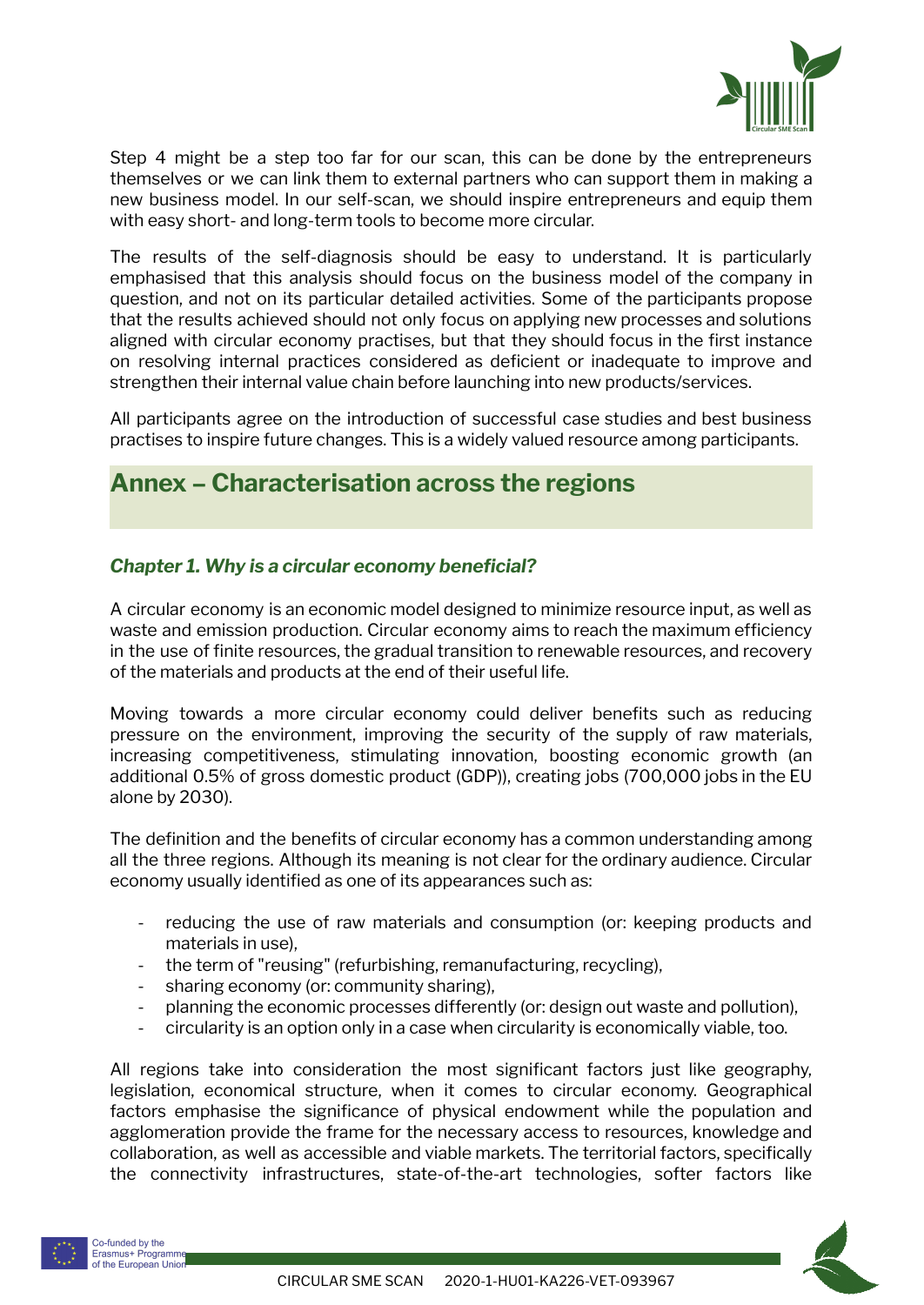Step 4 might be a step too far for our scan, this can be done by the entrepreneurs themselves or we can link them to external partners who can support them in making a new business model. In our self-scan, we should inspire entrepreneurs and equip them with easy short- and long-term tools to become more circular.

The results of the self-diagnosis should be easy to understand. It is particularly emphasised that this analysis should focus on the business model of the company in question, and not on its particular detailed activities. Some of the participants propose that the results achieved should not only focus on applying new processes and solutions aligned with circular economy practises, but that they should focus in the first instance on resolving internal practices considered as deficient or inadequate to improve and strengthen their internal value chain before launching into new products/services.

All participants agree on the introduction of successful case studies and best business practises to inspire future changes. This is a widely valued resource among participants.

## Annex – Characterisation across the regions

### *Chapter 1. Why is a circular economy beneficial?*

A circular economy is an economic model designed to minimize resource input, as well as waste and emission production. Circular economy aims to reach the maximum efficiency in the use of finite resources, the gradual transition to renewable resources, and recovery of the materials and products at the end of their useful life.

Moving towards a more circular economy could deliver benefits such as reducing pressure on the environment, improving the security of the supply of raw materials, increasing competitiveness, stimulating innovation, boosting economic growth (an additional 0.5% of gross domestic product (GDP)), creating jobs (700,000 jobs in the EU alone by 2030).

The definition and the benefits of circular economy has a common understanding among all the three regions. Although its meaning is not clear for the ordinary audience. Circular economy usually identified as one of its appearances such as:

- reducing the use of raw materials and consumption (or: keeping products and materials in use),
- the term of "reusing" (refurbishing, remanufacturing, recycling),
- sharing economy (or: community sharing),
- planning the economic processes differently (or: design out waste and pollution),
- circularity is an option only in a case when circularity is economically viable, too.

All regions take into consideration the most significant factors just like geography, legislation, economical structure, when it comes to circular economy. Geographical factors emphasise the significance of physical endowment while the population and agglomeration provide the frame for the necessary access to resources, knowledge and collaboration, as well as accessible and viable markets. The territorial factors, specifically the connectivity infrastructures, state-of-the-art technologies, softer factors like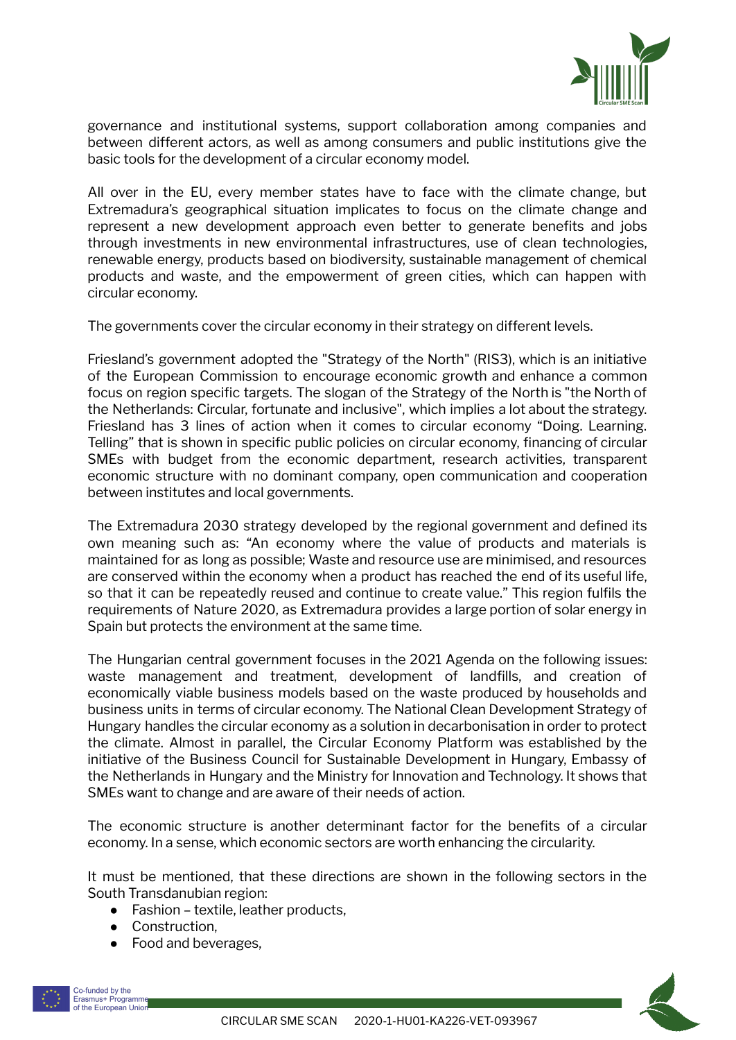governance and institutional systems, support collaboration among companies and between different actors, as well as among consumers and public institutions give the basic tools for the development of a circular economy model.

All over in the EU, every member states have to face with the climate change, but Extremadura's geographical situation implicates to focus on the climate change and represent a new development approach even better to generate benefits and jobs through investments in new environmental infrastructures, use of clean technologies, renewable energy, products based on biodiversity, sustainable management of chemical products and waste, and the empowerment of green cities, which can happen with circular economy.

The governments cover the circular economy in their strategy on different levels.

Friesland's government adopted the "Strategy of the North" (RIS3), which is an initiative of the European Commission to encourage economic growth and enhance a common focus on region specific targets. The slogan of the Strategy of the North is "the North of the Netherlands: Circular, fortunate and inclusive", which implies a lot about the strategy. Friesland has 3 lines of action when it comes to circular economy "Doing. Learning. Telling" that is shown in specific public policies on circular economy, financing of circular SMEs with budget from the economic department, research activities, transparent economic structure with no dominant company, open communication and cooperation between institutes and local governments.

The Extremadura 2030 strategy developed by the regional government and defined its own meaning such as: "An economy where the value of products and materials is maintained for as long as possible; Waste and resource use are minimised, and resources are conserved within the economy when a product has reached the end of its useful life, so that it can be repeatedly reused and continue to create value." This region fulfils the requirements of Nature 2020, as Extremadura provides a large portion of solar energy in Spain but protects the environment at the same time.

The Hungarian central government focuses in the 2021 Agenda on the following issues: waste management and treatment, development of landfills, and creation of economically viable business models based on the waste produced by households and business units in terms of circular economy. The National Clean Development Strategy of Hungary handles the circular economy as a solution in decarbonisation in order to protect the climate. Almost in parallel, the Circular Economy Platform was established by the initiative of the Business Council for Sustainable Development in Hungary, Embassy of the Netherlands in Hungary and the Ministry for Innovation and Technology. It shows that SMEs want to change and are aware of their needs of action.

The economic structure is another determinant factor for the benefits of a circular economy. In a sense, which economic sectors are worth enhancing the circularity.

It must be mentioned, that these directions are shown in the following sectors in the South Transdanubian region:

- Fashion – textile, leather products,
- Construction,
- Food and beverages,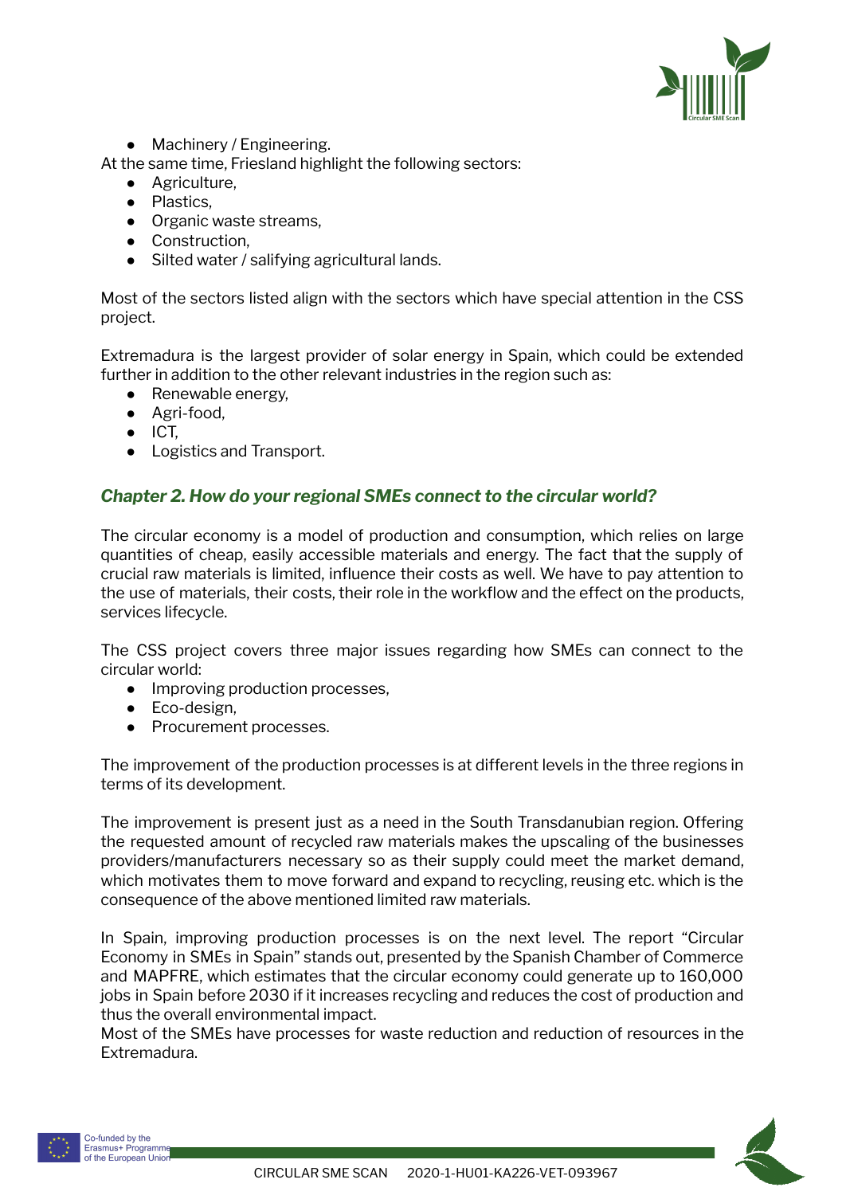- Machinery / Engineering.

At the same time, Friesland highlight the following sectors:

- Agriculture,
- Plastics,
- Organic waste streams,
- Construction,
- Silted water / salifying agricultural lands.

Most of the sectors listed align with the sectors which have special attention in the CSS project.

Extremadura is the largest provider of solar energy in Spain, which could be extended further in addition to the other relevant industries in the region such as:

- Renewable energy,
- Agri-food,
- ICT,
- Logistics and Transport.

## *Chapter 2. How do your regional SMEs connect to the circular world?*

The circular economy is a model of production and consumption, which relies on large quantities of cheap, easily accessible materials and energy. The fact that the supply of crucial raw materials is limited, influence their costs as well. We have to pay attention to the use of materials, their costs, their role in the workflow and the effect on the products, services lifecycle.

The CSS project covers three major issues regarding how SMEs can connect to the circular world:

- Improving production processes,
- Eco-design,
- Procurement processes.

The improvement of the production processes is at different levels in the three regions in terms of its development.

The improvement is present just as a need in the South Transdanubian region. Offering the requested amount of recycled raw materials makes the upscaling of the businesses providers/manufacturers necessary so as their supply could meet the market demand, which motivates them to move forward and expand to recycling, reusing etc. which is the consequence of the above mentioned limited raw materials.

In Spain, improving production processes is on the next level. The report "Circular Economy in SMEs in Spain" stands out, presented by the Spanish Chamber of Commerce and MAPFRE, which estimates that the circular economy could generate up to 160,000 jobs in Spain before 2030 if it increases recycling and reduces the cost of production and thus the overall environmental impact.
Most of the SMEs have processes for waste reduction and reduction of resources in the Extremadura.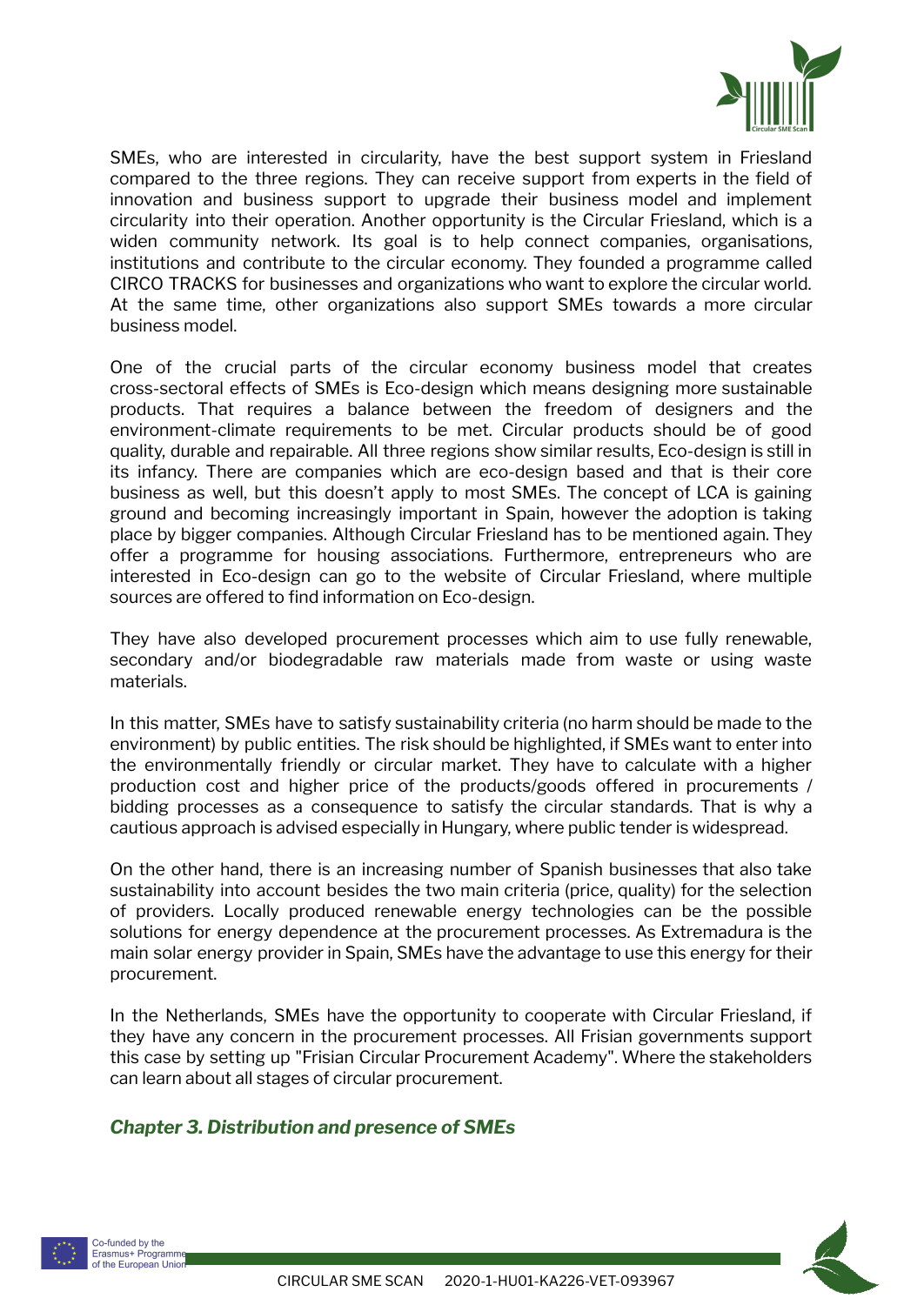SMEs, who are interested in circularity, have the best support system in Friesland compared to the three regions. They can receive support from experts in the field of innovation and business support to upgrade their business model and implement circularity into their operation. Another opportunity is the Circular Friesland, which is a widen community network. Its goal is to help connect companies, organisations, institutions and contribute to the circular economy. They founded a programme called CIRCO TRACKS for businesses and organizations who want to explore the circular world. At the same time, other organizations also support SMEs towards a more circular business model.

One of the crucial parts of the circular economy business model that creates cross-sectoral effects of SMEs is Eco-design which means designing more sustainable products. That requires a balance between the freedom of designers and the environment-climate requirements to be met. Circular products should be of good quality, durable and repairable. All three regions show similar results, Eco-design is still in its infancy. There are companies which are eco-design based and that is their core business as well, but this doesn't apply to most SMEs. The concept of LCA is gaining ground and becoming increasingly important in Spain, however the adoption is taking place by bigger companies. Although Circular Friesland has to be mentioned again. They offer a programme for housing associations. Furthermore, entrepreneurs who are interested in Eco-design can go to the website of Circular Friesland, where multiple sources are offered to find information on Eco-design.

They have also developed procurement processes which aim to use fully renewable, secondary and/or biodegradable raw materials made from waste or using waste materials.

In this matter, SMEs have to satisfy sustainability criteria (no harm should be made to the environment) by public entities. The risk should be highlighted, if SMEs want to enter into the environmentally friendly or circular market. They have to calculate with a higher production cost and higher price of the products/goods offered in procurements / bidding processes as a consequence to satisfy the circular standards. That is why a cautious approach is advised especially in Hungary, where public tender is widespread.

On the other hand, there is an increasing number of Spanish businesses that also take sustainability into account besides the two main criteria (price, quality) for the selection of providers. Locally produced renewable energy technologies can be the possible solutions for energy dependence at the procurement processes. As Extremadura is the main solar energy provider in Spain, SMEs have the advantage to use this energy for their procurement.

In the Netherlands, SMEs have the opportunity to cooperate with Circular Friesland, if they have any concern in the procurement processes. All Frisian governments support this case by setting up "Frisian Circular Procurement Academy". Where the stakeholders can learn about all stages of circular procurement.

## *Chapter 3. Distribution and presence of SMEs*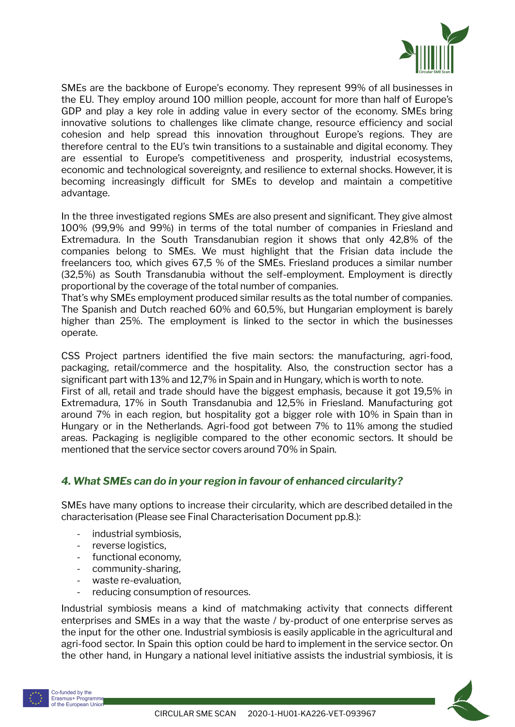SMEs are the backbone of Europe's economy. They represent 99% of all businesses in the EU. They employ around 100 million people, account for more than half of Europe's GDP and play a key role in adding value in every sector of the economy. SMEs bring innovative solutions to challenges like climate change, resource efficiency and social cohesion and help spread this innovation throughout Europe's regions. They are therefore central to the EU's twin transitions to a sustainable and digital economy. They are essential to Europe's competitiveness and prosperity, industrial ecosystems, economic and technological sovereignty, and resilience to external shocks. However, it is becoming increasingly difficult for SMEs to develop and maintain a competitive advantage.

In the three investigated regions SMEs are also present and significant. They give almost 100% (99,9% and 99%) in terms of the total number of companies in Friesland and Extremadura. In the South Transdanubian region it shows that only 42,8% of the companies belong to SMEs. We must highlight that the Frisian data include the freelancers too, which gives 67,5 % of the SMEs. Friesland produces a similar number (32,5%) as South Transdanubia without the self-employment. Employment is directly proportional by the coverage of the total number of companies.
That's why SMEs employment produced similar results as the total number of companies. The Spanish and Dutch reached 60% and 60,5%, but Hungarian employment is barely higher than 25%. The employment is linked to the sector in which the businesses operate.

CSS Project partners identified the five main sectors: the manufacturing, agri-food, packaging, retail/commerce and the hospitality. Also, the construction sector has a significant part with 13% and 12,7% in Spain and in Hungary, which is worth to note.
First of all, retail and trade should have the biggest emphasis, because it got 19,5% in Extremadura, 17% in South Transdanubia and 12,5% in Friesland. Manufacturing got around 7% in each region, but hospitality got a bigger role with 10% in Spain than in Hungary or in the Netherlands. Agri-food got between 7% to 11% among the studied areas. Packaging is negligible compared to the other economic sectors. It should be mentioned that the service sector covers around 70% in Spain.

### *4. What SMEs can do in your region in favour of enhanced circularity?*

SMEs have many options to increase their circularity, which are described detailed in the characterisation (Please see Final Characterisation Document pp.8.):

- industrial symbiosis,
- reverse logistics,
- functional economy,
- community-sharing,
- waste re-evaluation,
- reducing consumption of resources.

Industrial symbiosis means a kind of matchmaking activity that connects different enterprises and SMEs in a way that the waste / by-product of one enterprise serves as the input for the other one. Industrial symbiosis is easily applicable in the agricultural and agri-food sector. In Spain this option could be hard to implement in the service sector. On the other hand, in Hungary a national level initiative assists the industrial symbiosis, it is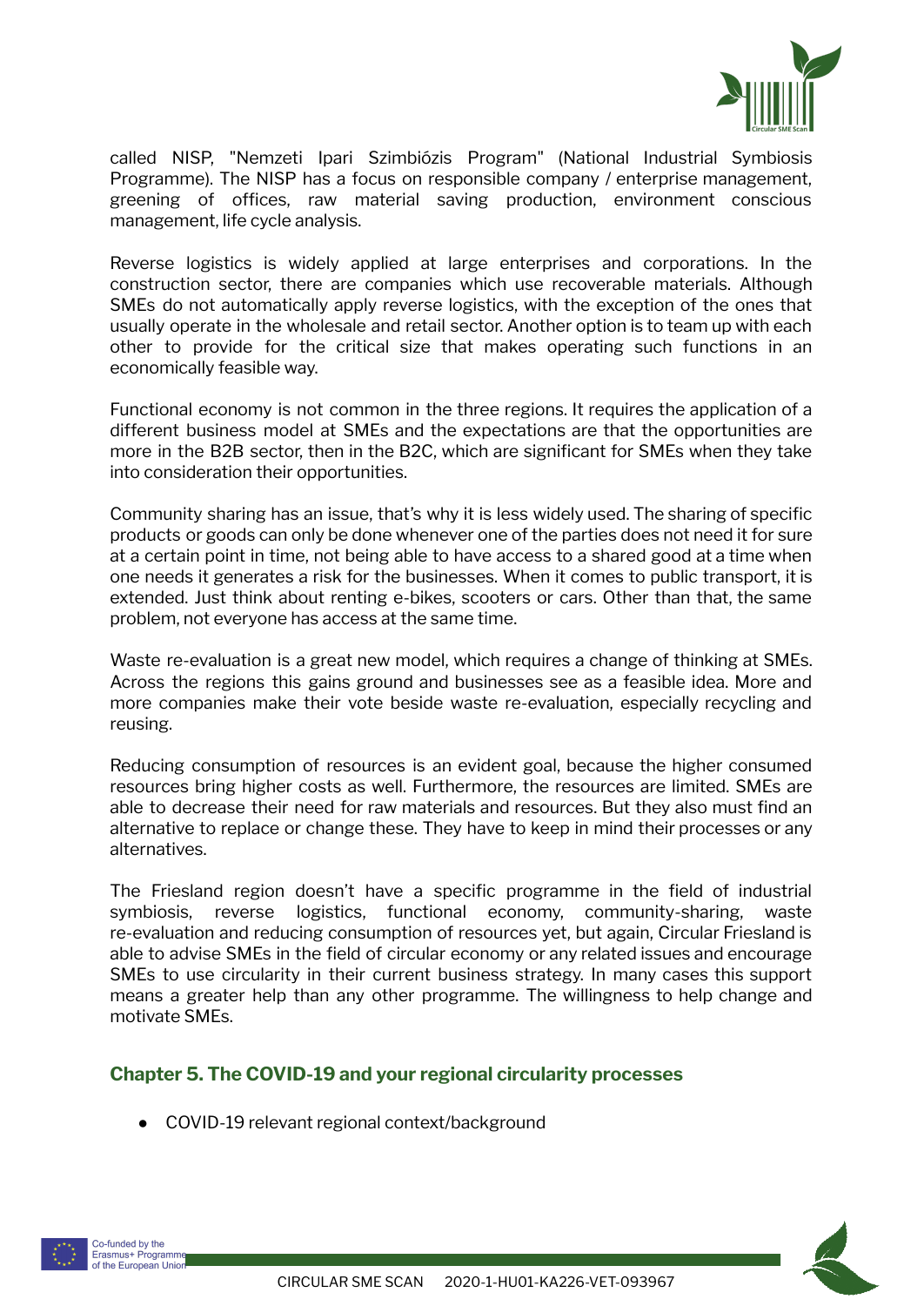called NISP, "Nemzeti Ipari Szimbiózis Program" (National Industrial Symbiosis Programme). The NISP has a focus on responsible company / enterprise management, greening of offices, raw material saving production, environment conscious management, life cycle analysis.

Reverse logistics is widely applied at large enterprises and corporations. In the construction sector, there are companies which use recoverable materials. Although SMEs do not automatically apply reverse logistics, with the exception of the ones that usually operate in the wholesale and retail sector. Another option is to team up with each other to provide for the critical size that makes operating such functions in an economically feasible way.

Functional economy is not common in the three regions. It requires the application of a different business model at SMEs and the expectations are that the opportunities are more in the B2B sector, then in the B2C, which are significant for SMEs when they take into consideration their opportunities.

Community sharing has an issue, that's why it is less widely used. The sharing of specific products or goods can only be done whenever one of the parties does not need it for sure at a certain point in time, not being able to have access to a shared good at a time when one needs it generates a risk for the businesses. When it comes to public transport, it is extended. Just think about renting e-bikes, scooters or cars. Other than that, the same problem, not everyone has access at the same time.

Waste re-evaluation is a great new model, which requires a change of thinking at SMEs. Across the regions this gains ground and businesses see as a feasible idea. More and more companies make their vote beside waste re-evaluation, especially recycling and reusing.

Reducing consumption of resources is an evident goal, because the higher consumed resources bring higher costs as well. Furthermore, the resources are limited. SMEs are able to decrease their need for raw materials and resources. But they also must find an alternative to replace or change these. They have to keep in mind their processes or any alternatives.

The Friesland region doesn't have a specific programme in the field of industrial symbiosis, reverse logistics, functional economy, community-sharing, waste re-evaluation and reducing consumption of resources yet, but again, Circular Friesland is able to advise SMEs in the field of circular economy or any related issues and encourage SMEs to use circularity in their current business strategy. In many cases this support means a greater help than any other programme. The willingness to help change and motivate SMEs.

## Chapter 5. The COVID-19 and your regional circularity processes

- COVID-19 relevant regional context/background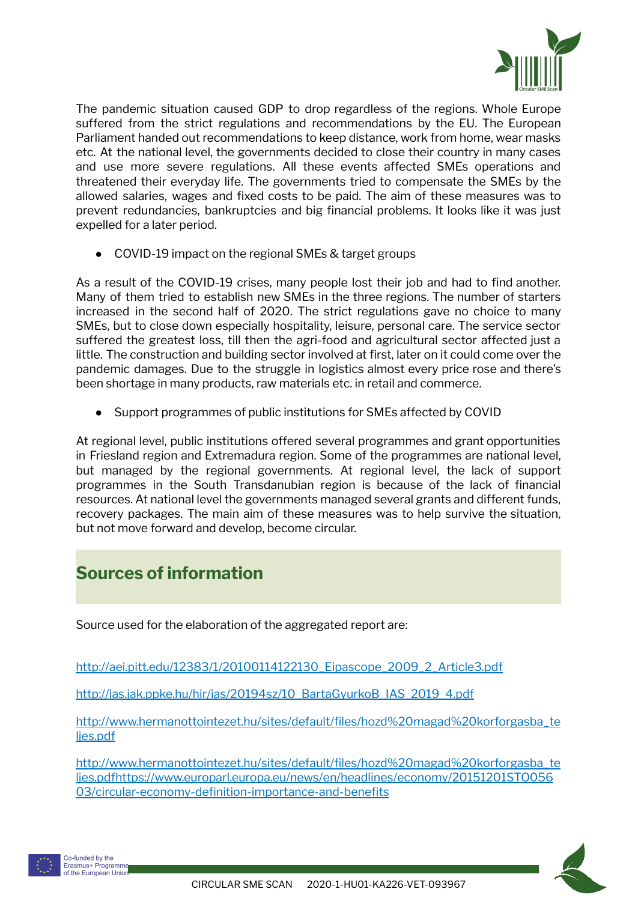The pandemic situation caused GDP to drop regardless of the regions. Whole Europe suffered from the strict regulations and recommendations by the EU. The European Parliament handed out recommendations to keep distance, work from home, wear masks etc. At the national level, the governments decided to close their country in many cases and use more severe regulations. All these events affected SMEs operations and threatened their everyday life. The governments tried to compensate the SMEs by the allowed salaries, wages and fixed costs to be paid. The aim of these measures was to prevent redundancies, bankruptcies and big financial problems. It looks like it was just expelled for a later period.

- COVID-19 impact on the regional SMEs & target groups

As a result of the COVID-19 crises, many people lost their job and had to find another. Many of them tried to establish new SMEs in the three regions. The number of starters increased in the second half of 2020. The strict regulations gave no choice to many SMEs, but to close down especially hospitality, leisure, personal care. The service sector suffered the greatest loss, till then the agri-food and agricultural sector affected just a little. The construction and building sector involved at first, later on it could come over the pandemic damages. Due to the struggle in logistics almost every price rose and there's been shortage in many products, raw materials etc. in retail and commerce.

- Support programmes of public institutions for SMEs affected by COVID

At regional level, public institutions offered several programmes and grant opportunities in Friesland region and Extremadura region. Some of the programmes are national level, but managed by the regional governments. At regional level, the lack of support programmes in the South Transdanubian region is because of the lack of financial resources. At national level the governments managed several grants and different funds, recovery packages. The main aim of these measures was to help survive the situation, but not move forward and develop, become circular.

## Sources of information

Source used for the elaboration of the aggregated report are:

http://aei.pitt.edu/12383/1/20100114122130_Eipascope_2009_2_Article3.pdf

http://ias.jak.ppke.hu/hir/ias/20194sz/10_BartaGyurkoB_IAS_2019_4.pdf

http://www.hermanottointezet.hu/sites/default/files/hozd%20magad%20korforgasba_teljes.pdf

http://www.hermanottointezet.hu/sites/default/files/hozd%20magad%20korforgasba_teljes.pdfhttps://www.europarl.europa.eu/news/en/headlines/economy/20151201STO05603/circular-economy-definition-importance-and-benefits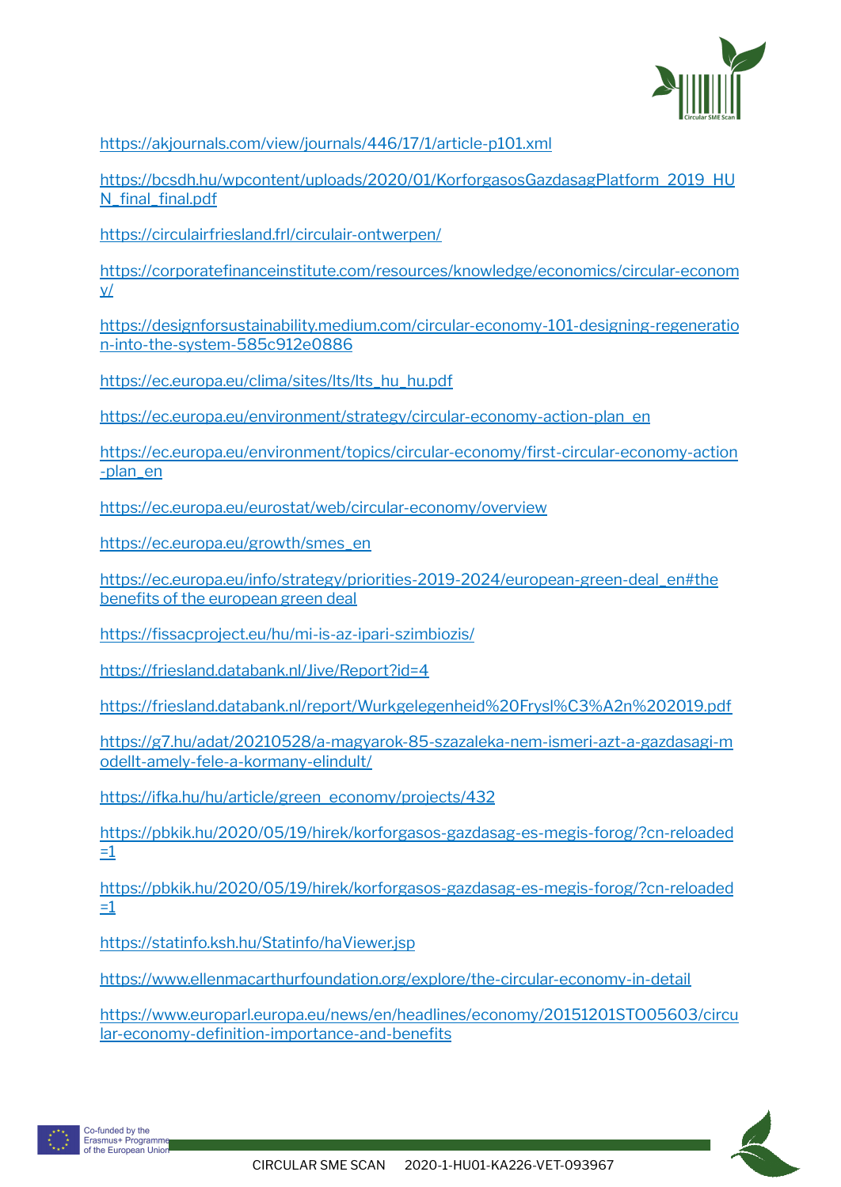https://akjournals.com/view/journals/446/17/1/article-p101.xml

https://bcsdh.hu/wpcontent/uploads/2020/01/KorforgasosGazdasagPlatform_2019_HUN_final_final.pdf

https://circulairfriesland.frl/circulair-ontwerpen/

https://corporatefinanceinstitute.com/resources/knowledge/economics/circular-economy/

https://designforsustainability.medium.com/circular-economy-101-designing-regeneration-into-the-system-585c912e0886

https://ec.europa.eu/clima/sites/lts/lts_hu_hu.pdf

https://ec.europa.eu/environment/strategy/circular-economy-action-plan_en

https://ec.europa.eu/environment/topics/circular-economy/first-circular-economy-action-plan_en

https://ec.europa.eu/eurostat/web/circular-economy/overview

https://ec.europa.eu/growth/smes_en

https://ec.europa.eu/info/strategy/priorities-2019-2024/european-green-deal_en#the benefits of the european green deal

https://fissacproject.eu/hu/mi-is-az-ipari-szimbiozis/

https://friesland.databank.nl/Jive/Report?id=4

https://friesland.databank.nl/report/Wurkgelegenheid%20Frysl%C3%A2n%202019.pdf

https://g7.hu/adat/20210528/a-magyarok-85-szazaleka-nem-ismeri-azt-a-gazdasagi-modellt-amely-fele-a-kormany-elindult/

https://ifka.hu/hu/article/green_economy/projects/432

https://pbkik.hu/2020/05/19/hirek/korforgasos-gazdasag-es-megis-forog/?cn-reloaded=1

https://pbkik.hu/2020/05/19/hirek/korforgasos-gazdasag-es-megis-forog/?cn-reloaded=1

https://statinfo.ksh.hu/Statinfo/haViewer.jsp

https://www.ellenmacarthurfoundation.org/explore/the-circular-economy-in-detail

https://www.europarl.europa.eu/news/en/headlines/economy/20151201STO05603/circular-economy-definition-importance-and-benefits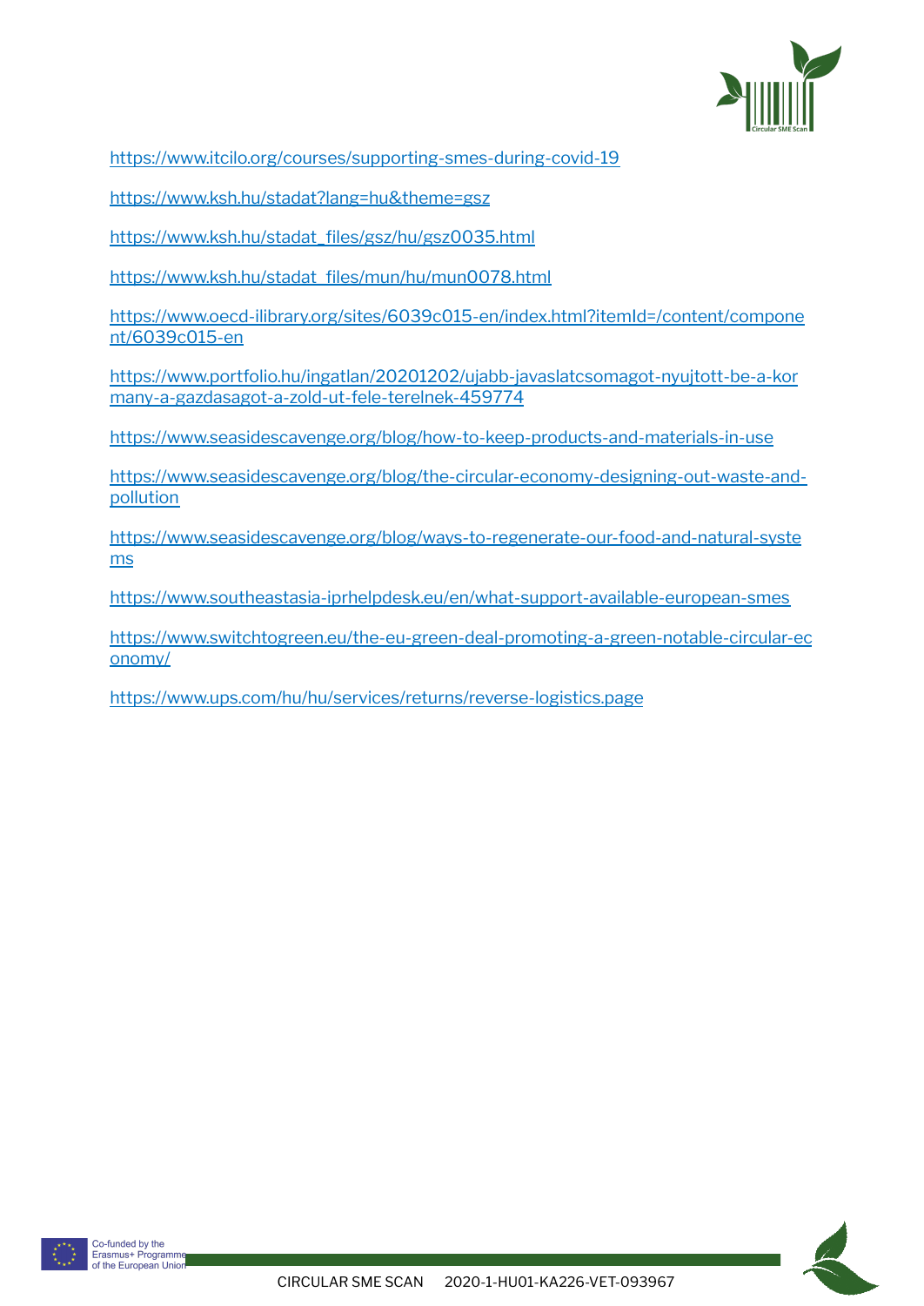https://www.itcilo.org/courses/supporting-smes-during-covid-19

https://www.ksh.hu/stadat?lang=hu&theme=gsz

https://www.ksh.hu/stadat_files/gsz/hu/gsz0035.html

https://www.ksh.hu/stadat_files/mun/hu/mun0078.html

https://www.oecd-ilibrary.org/sites/6039c015-en/index.html?itemId=/content/component/6039c015-en

https://www.portfolio.hu/ingatlan/20201202/ujabb-javaslatcsomagot-nyujtott-be-a-kormany-a-gazdasagot-a-zold-ut-fele-terelnek-459774

https://www.seasidescavenge.org/blog/how-to-keep-products-and-materials-in-use

https://www.seasidescavenge.org/blog/the-circular-economy-designing-out-waste-and-pollution

https://www.seasidescavenge.org/blog/ways-to-regenerate-our-food-and-natural-systems

https://www.southeastasia-iprhelpdesk.eu/en/what-support-available-european-smes

https://www.switchtogreen.eu/the-eu-green-deal-promoting-a-green-notable-circular-economy/

https://www.ups.com/hu/hu/services/returns/reverse-logistics.page